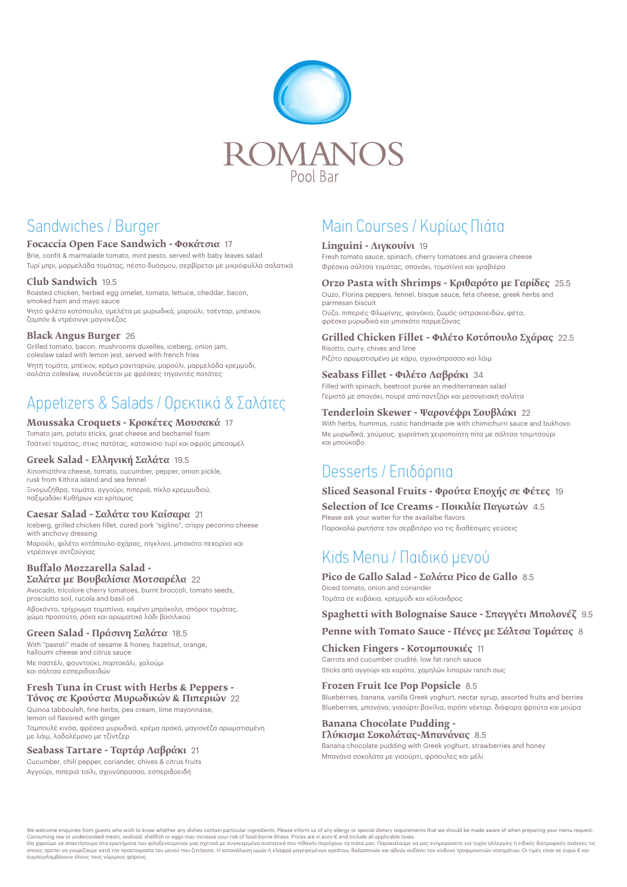# ROMANOS
Pool Bar

## Sandwiches / Burger

### Focaccia Open Face Sandwich - Φοκάτσια 17
Brie, confit & marmalade tomato, mint pesto, served with baby leaves salad
Τυρί μπρι, μαρμελάδα τομάτας, πέστο δυόσμου, σερβίρεται με μικρόφυλλα σαλατικά

### Club Sandwich 19.5
Roasted chicken, herbed egg omelet, tomato, lettuce, cheddar, bacon, smoked ham and mayo sauce
Ψητό φιλέτο κοτόπουλο, ομελέτα με μυρωδικά, μαρούλι, τσένταρ, μπέικον, ζαμπόν & ντρέσινγκ μαγιονέζας

### Black Angus Burger 26
Grilled tomato, bacon, mushrooms duxelles, iceberg, onion jam, coleslaw salad with lemon jest, served with french fries
Ψητή τομάτα, μπέικον, κρέμα μανιταριών, μαρούλι, μαρμελάδα κρεμμύδι, σαλάτα coleslaw, συνοδεύεται με φρέσκες τηγανιτές πατάτες

## Appetizers & Salads / Ορεκτικά & Σαλάτες

### Moussaka Croquets - Κροκέτες Μουσακά 17
Tomato jam, potato sticks, goat cheese and bechamel foam
Τσάτνεϊ τομάτας, στικς πατάτας, κατσικίσιο τυρί και αφρός μπεσαμέλ

### Greek Salad - Ελληνική Σαλάτα 19.5
Xinomizithra cheese, tomato, cucumber, pepper, onion pickle, rusk from Kithira island and sea fennel
Ξινομυζήθρα, τομάτα, αγγούρι, πιπεριά, πίκλα κρεμμυδιού, παξιμαδάκι Κυθήρων και κρίταμος

### Caesar Salad - Σαλάτα του Καίσαρα 21
Iceberg, grilled chicken fillet, cured pork "siglino", crispy pecorino cheese with anchovy dressing
Μαρούλι, φιλέτο κοτόπουλο σχάρας, σίγκλινο, μπισκότο πεκορίνο και ντρέσινγκ αντζούγιας

### Buffalo Mozzarella Salad - Σαλάτα με Βουβαλίσια Μοτσαρέλα 22
Avocado, tricolore cherry tomatoes, burnt broccoli, tomato seeds, prosciutto soil, rucola and basil oil
Αβοκάντο, τρίχρωμα τοματίνια, καμένο μπρόκολο, σπόροι τομάτας, χώμα προσούτο, ρόκα και αρωματικό λάδι βασιλικού

### Green Salad - Πράσινη Σαλάτα 18.5
With "pasteli" made of sesame & honey, hazelnut, orange, halloumi cheese and citrus sauce
Με παστέλι, φουντούκι, πορτοκάλι, χαλούμι και σάλτσα εσπεριδοειδών

### Fresh Tuna in Crust with Herbs & Peppers - Τόνος σε Κρούστα Μυρωδικών & Πιπεριών 22
Quinoa tabbouleh, fine herbs, pea cream, lime mayonnaise, lemon oil flavored with ginger
Ταμπουλέ κινόα, φρέσκα μυρωδικά, κρέμα αρακά, μαγιονέζα αρωματισμένη με λάιμ, λαδολέμονο με τζίντζερ

### Seabass Tartare - Ταρτάρ Λαβράκι 21
Cucumber, chili pepper, coriander, chives & citrus fruits
Αγγούρι, πιπεριά τσίλι, σχοινόπρασσο, εσπεριδοειδή

## Main Courses / Κυρίως Πιάτα

### Linguini - Λιγκουίνι 19
Fresh tomato sauce, spinach, cherry tomatoes and graviera cheese
Φρέσκια σάλτσα τομάτας, σπανάκι, τοματίνια και γραβιέρα

### Orzo Pasta with Shrimps - Κριθαρότο με Γαρίδες 25.5
Ouzo, Florina peppers, fennel, bisque sauce, feta cheese, greek herbs and parmesan biscuit
Ούζο, πιπεριές Φλωρίνης, φοινόκιο, ζωμός οστρακοειδών, φέτα, φρέσκα μυρωδικά και μπισκότο παρμεζάνας

### Grilled Chicken Fillet - Φιλέτο Κοτόπουλο Σχάρας 22.5
Risotto, curry, chives and lime
Ριζότο αρωματισμένο με κάρυ, σχοινόπρασσο και λάιμ

### Seabass Fillet - Φιλέτο Λαβράκι 34
Filled with spinach, beetroot purée an mediterranean salad
Γεμιστό με σπανάκι, πουρέ από παντζάρι και μεσογειακή σαλάτα

### Tenderloin Skewer - Ψαρονέφρι Σουβλάκι 22
With herbs, hummus, rustic handmade pie with chimichurri sauce and bukhovo
Με μυρωδικά, χούμους, χωριάτικη χειροποίητη πίτα με σάλτσα τσιμιτσούρι και μπούκοβο

## Desserts / Επιδόρπια

### Sliced Seasonal Fruits - Φρούτα Εποχής σε Φέτες 19

### Selection of Ice Creams - Ποικιλία Παγωτών 4.5
Please ask your waiter for the availalbe flavors
Παρακαλώ ρωτήστε τον σερβιτόρο για τις διαθέσιμες γεύσεις

## Kids Menu / Παιδικό μενού

### Pico de Gallo Salad - Σαλάτα Pico de Gallo 8.5
Diced tomato, onion and coriander
Τομάτα σε κυβάκια, κρεμμύδι και κόλιανδρος

### Spaghetti with Bolognaise Sauce - Σπαγγέτι Μπολονέζ 9.5

### Penne with Tomato Sauce - Πένες με Σάλτσα Τομάτας 8

### Chicken Fingers - Κοτομπουκιές 11
Carrots and cucumber crudité, low fat ranch sauce
Sticks από αγγούρι και καρότο, χαμηλών λιπαρών ranch σως

### Frozen Fruit Ice Pop Popsicle 8.5
Blueberries, banana, vanilla Greek yoghurt, nectar syrup, assorted fruits and berries
Blueberries, μπανάνα, γιαούρτι βανίλια, σιρόπι νέκταρ, διάφορα φρούτα και μούρα

### Banana Chocolate Pudding - Γλύκισμα Σοκολάτας-Μπανάνας 8.5
Banana chocolate pudding with Greek yoghurt, strawberries and honey
Μπανάνα σοκολάτα με γιαούρτι, φράουλες και μέλι

We welcome enquiries from guests who wish to know whether any dishes contain particular ingredients. Please inform us of any allergy or special dietary requirements that we should be made aware of when preparing your menu request. Consuming raw or undercooked meats, seafood, shellfish or eggs may increase your risk of food-borne illness. Prices are in euro € and include all applicable taxes.
Θα χαρούμε να απαντήσουμε στα ερωτήματα των φιλοξενούμενών μας σχετικά με συγκεκριμένα συστατικά που πιθανόν περιέχουν τα πιάτα μας. Παρακαλούμε να μας ενημερώσετε για τυχόν αλλεργίες ή ειδικές διατροφικές ανάγκες τις οποίες πρέπει να γνωρίζουμε κατά την προετοιμασία του μενού που ζητήσατε. Η κατανάλωση ωμών ή ελαφρά μαγειρεμένων κρεάτων, θαλασσινών και αβγών αυξάνει τον κίνδυνο τροφιμογενών νοσημάτων. Οι τιμές είναι σε ευρώ € και συμπεριλαμβάνουν όλους τους νόμιμους φόρους.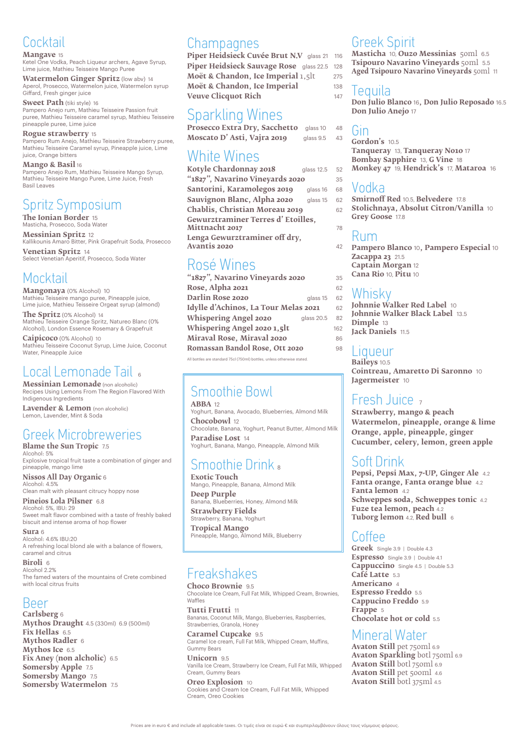## Cocktail

**Mangave** 15
Ketel One Vodka, Peach Liqueur archers, Agave Syrup, Lime juice, Mathieu Teisseire Mango Puree

**Watermelon Ginger Spritz** (low abv) 14
Aperol, Prosecco, Watermelon juice, Watermelon syrup Giffard, Fresh ginger juice

**Sweet Path** (tiki style) 16
Pampero Anejo rum, Mathieu Teisseire Passion fruit puree, Mathieu Teisseire caramel syrup, Mathieu Teisseire pineapple puree, Lime juice

**Rogue strawberry** 15
Pampero Rum Anejo, Mathieu Teisseire Strawberry puree, Mathieu Teisseire Caramel syrup, Pineapple juice, Lime juice, Orange bitters

**Mango & Basil** 16
Pampero Anejo Rum, Mathieu Teisseire Mango Syrup, Mathieu Teisseire Mango Puree, Lime Juice, Fresh Basil Leaves

## Spritz Symposium

**The Ionian Border** 15
Masticha, Prosecco, Soda Water

**Messinian Spritz** 12
Kallikounis Amaro Bitter, Pink Grapefruit Soda, Prosecco

**Venetian Spritz** 14
Select Venetian Aperitif, Prosecco, Soda Water

## Mocktail

**Mangonaya** (0% Alcohol) 10
Mathieu Teisseire mango puree, Pineapple juice, Lime juice, Mathieu Teisseire Orgeat syrup (almond)

**The Spritz** (0% Alcohol) 14
Mathieu Teisseire Orange Spritz, Natureo Blanc (0% Alcohol), London Essence Rosemary & Grapefruit

**Caipicoco** (0% Alcohol) 10
Mathieu Teisseire Coconut Syrup, Lime Juice, Coconut Water, Pineapple Juice

## Local Lemonade Tail 6

**Messinian Lemonade** (non alcoholic)
Recipes Using Lemons From The Region Flavored With Indigenous Ingredients

**Lavender & Lemon** (non alcoholic)
Lemon, Lavender, Mint & Soda

## Greek Microbreweries

**Blame the Sun Tropic** 7.5
Alcohol: 5%
Explosive tropical fruit taste a combination of ginger and pineapple, mango lime

**Nissos All Day Organic** 6
Alcohol: 4.5%
Clean malt with pleasant citrucy hoppy nose

**Pineios Lola Pilsner** 6.8
Alcohol: 5%, IBU: 29
Sweet malt flavor combined with a taste of freshly baked biscuit and intense aroma of hop flower

**Sura** 6
Alcohol: 4.6% IBU:20
A refreshing local blond ale with a balance of flowers, caramel and citrus

**Biroli** 6
Alcohol 2.2%
The famed waters of the mountains of Crete combined with local citrus fruits

## Beer

**Carlsberg** 6
**Mythos Draught** 4.5 (330ml) 6.9 (500ml)
**Fix Hellas** 6.5
**Mythos Radler** 6
**Mythos Ice** 6.5
**Fix Aney (non alcholic)** 6.5
**Somersby Apple** 7.5
**Somersby Mango** 7.5
**Somersby Watermelon** 7.5

## Champagnes

| | | |
|---|---|---|
| **Piper Heidsieck Cuvée Brut N.V** | glass 21 | 116 |
| **Piper Heidsieck Sauvage Rose** | glass 22.5 | 128 |
| **Moët & Chandon, Ice Imperial** 1,5lt | | 275 |
| **Moët & Chandon, Ice Imperial** | | 138 |
| **Veuve Clicquot Rich** | | 147 |

## Sparkling Wines

| | | |
|---|---|---|
| **Prosecco Extra Dry, Sacchetto** | glass 10 | 48 |
| **Moscato D' Asti, Vajra 2019** | glass 9.5 | 43 |

## White Wines

| | | |
|---|---|---|
| **Kotyle Chardonnay 2018** | glass 12.5 | 52 |
| **"1827", Navarino Vineyards 2020** | | 35 |
| **Santorini, Karamolegos 2019** | glass 16 | 68 |
| **Sauvignon Blanc, Alpha 2020** | glass 15 | 62 |
| **Chablis, Christian Moreau 2019** | | 62 |
| **Gewurztraminer Terres d' Etoilles, Mittnacht 2017** | | 78 |
| **Lenga Gewurztraminer off dry, Avantis 2020** | | 42 |

## Rosé Wines

| | | |
|---|---|---|
| **"1827", Navarino Vineyards 2020** | | 35 |
| **Rose, Alpha 2021** | | 62 |
| **Darlin Rose 2020** | glass 15 | 62 |
| **Idylle d'Achinos, La Tour Melas 2021** | | 62 |
| **Whispering Angel 2020** | glass 20.5 | 82 |
| **Whispering Angel 2020 1,5lt** | | 162 |
| **Miraval Rose, Miraval 2020** | | 86 |
| **Romassan Bandol Rose, Ott 2020** | | 98 |

All bottles are standard 75cl (750ml) bottles, unless otherwise stated.

## Smoothie Bowl

**ABBA** 12
Yoghurt, Banana, Avocado, Blueberries, Almond Milk

**Chocobowl** 12
Chocolate, Banana, Yoghurt, Peanut Butter, Almond Milk

**Paradise Lost** 14
Yoghurt, Banana, Mango, Pineapple, Almond Milk

## Smoothie Drink 8

**Exotic Touch**
Mango, Pineapple, Banana, Almond Milk

**Deep Purple**
Banana, Blueberries, Honey, Almond Milk

**Strawberry Fields**
Strawberry, Banana, Yoghurt

**Tropical Mango**
Pineapple, Mango, Almond Milk, Blueberry

## Freakshakes

**Choco Brownie** 9.5
Chocolate Ice Cream, Full Fat Milk, Whipped Cream, Brownies, Waffles

**Tutti Frutti** 11
Bananas, Coconut Milk, Mango, Blueberries, Raspberries, Strawberries, Granola, Honey

**Caramel Cupcake** 9.5
Caramel Ice cream, Full Fat Milk, Whipped Cream, Muffins, Gummy Bears

**Unicorn** 9.5
Vanilla Ice Cream, Strawberry Ice Cream, Full Fat Milk, Whipped Cream, Gummy Bears

**Oreo Explosion** 10
Cookies and Cream Ice Cream, Full Fat Milk, Whipped Cream, Oreo Cookies

## Greek Spirit

**Masticha** 10, **Ouzo Messinias** 50ml 6.5
**Tsipouro Navarino Vineyards** 50ml 5.5
**Aged Tsipouro Navarino Vineyards** 50ml 11

## Tequila

**Don Julio Blanco** 16, **Don Julio Reposado** 16.5
**Don Julio Anejo** 17

## Gin

**Gordon's** 10.5
**Tanqueray** 13, **Tanqueray No10** 17
**Bombay Sapphire** 13, **G Vine** 18
**Monkey 47** 19, **Hendrick's** 17, **Mataroa** 16

## Vodka

**Smirnoff Red** 10.5, **Belvedere** 17.8
**Stolichnaya, Absolut Citron/Vanilla** 10
**Grey Goose** 17.8

## Rum

**Pampero Blanco** 10, **Pampero Especial** 10
**Zacappa 23** 21.5
**Captain Morgan** 12
**Cana Rio** 10, **Pitu** 10

## Whisky

**Johnnie Walker Red Label** 10
**Johnnie Walker Black Label** 13.5
**Dimple** 13
**Jack Daniels** 11.5

## Liqueur

**Baileys** 10.5
**Cointreau, Amaretto Di Saronno** 10
**Jagermeister** 10

## Fresh Juice 7

**Strawberry, mango & peach**
**Watermelon, pineapple, orange & lime**
**Orange, apple, pineapple, ginger**
**Cucumber, celery, lemon, green apple**

## Soft Drink

**Pepsi, Pepsi Max, 7-UP, Ginger Ale** 4.2
**Fanta orange, Fanta orange blue** 4.2
**Fanta lemon** 4.2
**Schweppes soda, Schweppes tonic** 4.2
**Fuze tea lemon, peach** 4.2
**Tuborg lemon** 4.2, **Red bull** 6

## Coffee

**Greek** Single 3.9 | Double 4.3
**Espresso** Single 3.9 | Double 4.1
**Cappuccino** Single 4.5 | Double 5.3
**Café Latte** 5.3
**Americano** 4
**Espresso Freddo** 5.5
**Cappuccino Freddo** 5.9
**Frappe** 5
**Chocolate hot or cold** 5.5

## Mineral Water

**Avaton Still** pet 750ml 6.9
**Avaton Sparkling** botl 750ml 6.9
**Avaton Still** botl 750ml 6.9
**Avaton Still** pet 500ml 4.6
**Avaton Still** botl 375ml 4.5

Prices are in euro € and include all applicable taxes. Οι τιμές είναι σε ευρώ € και συμπεριλαμβάνουν όλους τους νόμιμους φόρους.